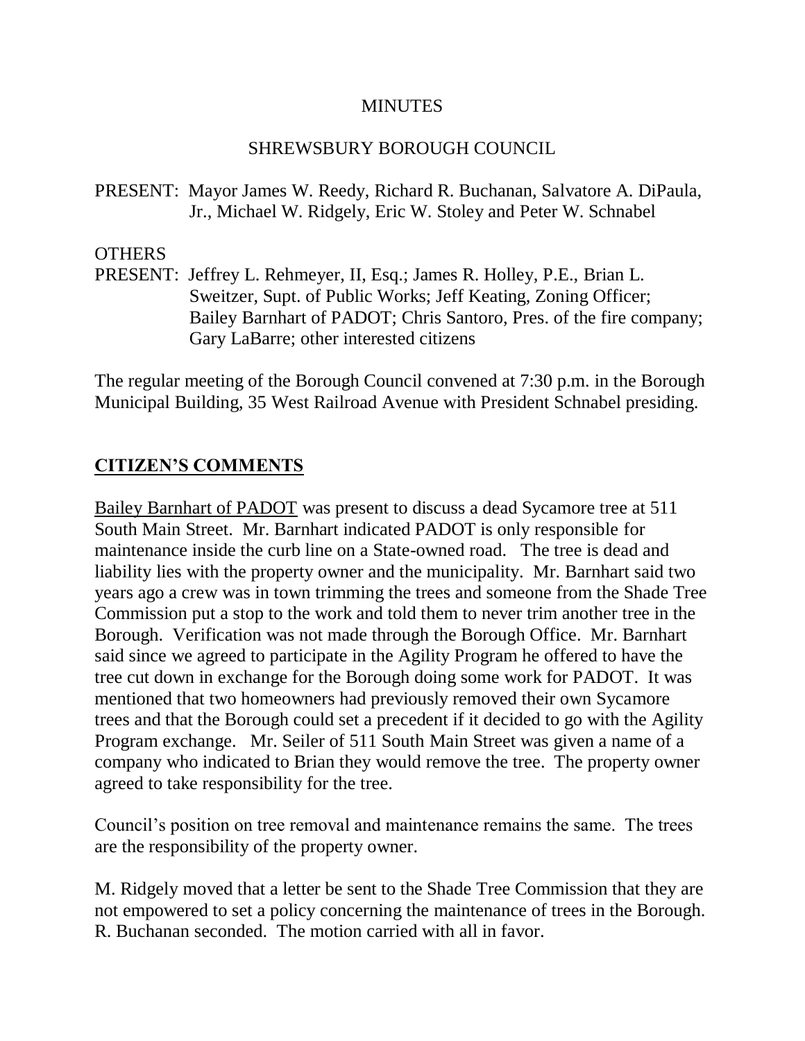# MINUTES

## SHREWSBURY BOROUGH COUNCIL

PRESENT: Mayor James W. Reedy, Richard R. Buchanan, Salvatore A. DiPaula, Jr., Michael W. Ridgely, Eric W. Stoley and Peter W. Schnabel

OTHERS
PRESENT: Jeffrey L. Rehmeyer, II, Esq.; James R. Holley, P.E., Brian L. Sweitzer, Supt. of Public Works; Jeff Keating, Zoning Officer; Bailey Barnhart of PADOT; Chris Santoro, Pres. of the fire company; Gary LaBarre; other interested citizens

The regular meeting of the Borough Council convened at 7:30 p.m. in the Borough Municipal Building, 35 West Railroad Avenue with President Schnabel presiding.

## CITIZEN'S COMMENTS

Bailey Barnhart of PADOT was present to discuss a dead Sycamore tree at 511 South Main Street. Mr. Barnhart indicated PADOT is only responsible for maintenance inside the curb line on a State-owned road. The tree is dead and liability lies with the property owner and the municipality. Mr. Barnhart said two years ago a crew was in town trimming the trees and someone from the Shade Tree Commission put a stop to the work and told them to never trim another tree in the Borough. Verification was not made through the Borough Office. Mr. Barnhart said since we agreed to participate in the Agility Program he offered to have the tree cut down in exchange for the Borough doing some work for PADOT. It was mentioned that two homeowners had previously removed their own Sycamore trees and that the Borough could set a precedent if it decided to go with the Agility Program exchange. Mr. Seiler of 511 South Main Street was given a name of a company who indicated to Brian they would remove the tree. The property owner agreed to take responsibility for the tree.

Council's position on tree removal and maintenance remains the same. The trees are the responsibility of the property owner.

M. Ridgely moved that a letter be sent to the Shade Tree Commission that they are not empowered to set a policy concerning the maintenance of trees in the Borough. R. Buchanan seconded. The motion carried with all in favor.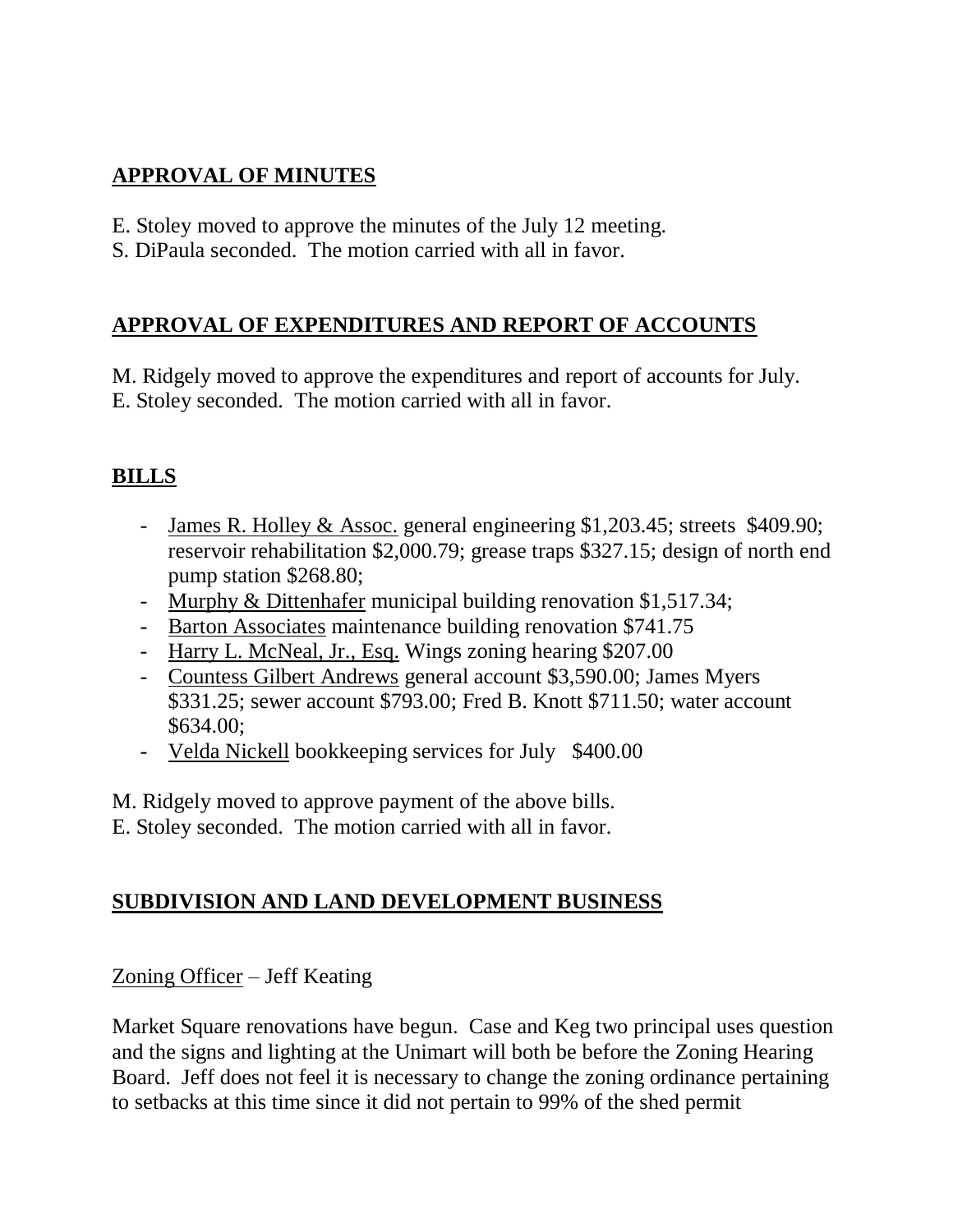## APPROVAL OF MINUTES

E. Stoley moved to approve the minutes of the July 12 meeting.
S. DiPaula seconded. The motion carried with all in favor.

## APPROVAL OF EXPENDITURES AND REPORT OF ACCOUNTS

M. Ridgely moved to approve the expenditures and report of accounts for July.
E. Stoley seconded. The motion carried with all in favor.

## BILLS

- James R. Holley & Assoc. general engineering $1,203.45; streets $409.90; reservoir rehabilitation $2,000.79; grease traps $327.15; design of north end pump station $268.80;
- Murphy & Dittenhafer municipal building renovation $1,517.34;
- Barton Associates maintenance building renovation $741.75
- Harry L. McNeal, Jr., Esq. Wings zoning hearing $207.00
- Countess Gilbert Andrews general account $3,590.00; James Myers $331.25; sewer account $793.00; Fred B. Knott $711.50; water account $634.00;
- Velda Nickell bookkeeping services for July $400.00

M. Ridgely moved to approve payment of the above bills.
E. Stoley seconded. The motion carried with all in favor.

## SUBDIVISION AND LAND DEVELOPMENT BUSINESS

Zoning Officer – Jeff Keating

Market Square renovations have begun. Case and Keg two principal uses question and the signs and lighting at the Unimart will both be before the Zoning Hearing Board. Jeff does not feel it is necessary to change the zoning ordinance pertaining to setbacks at this time since it did not pertain to 99% of the shed permit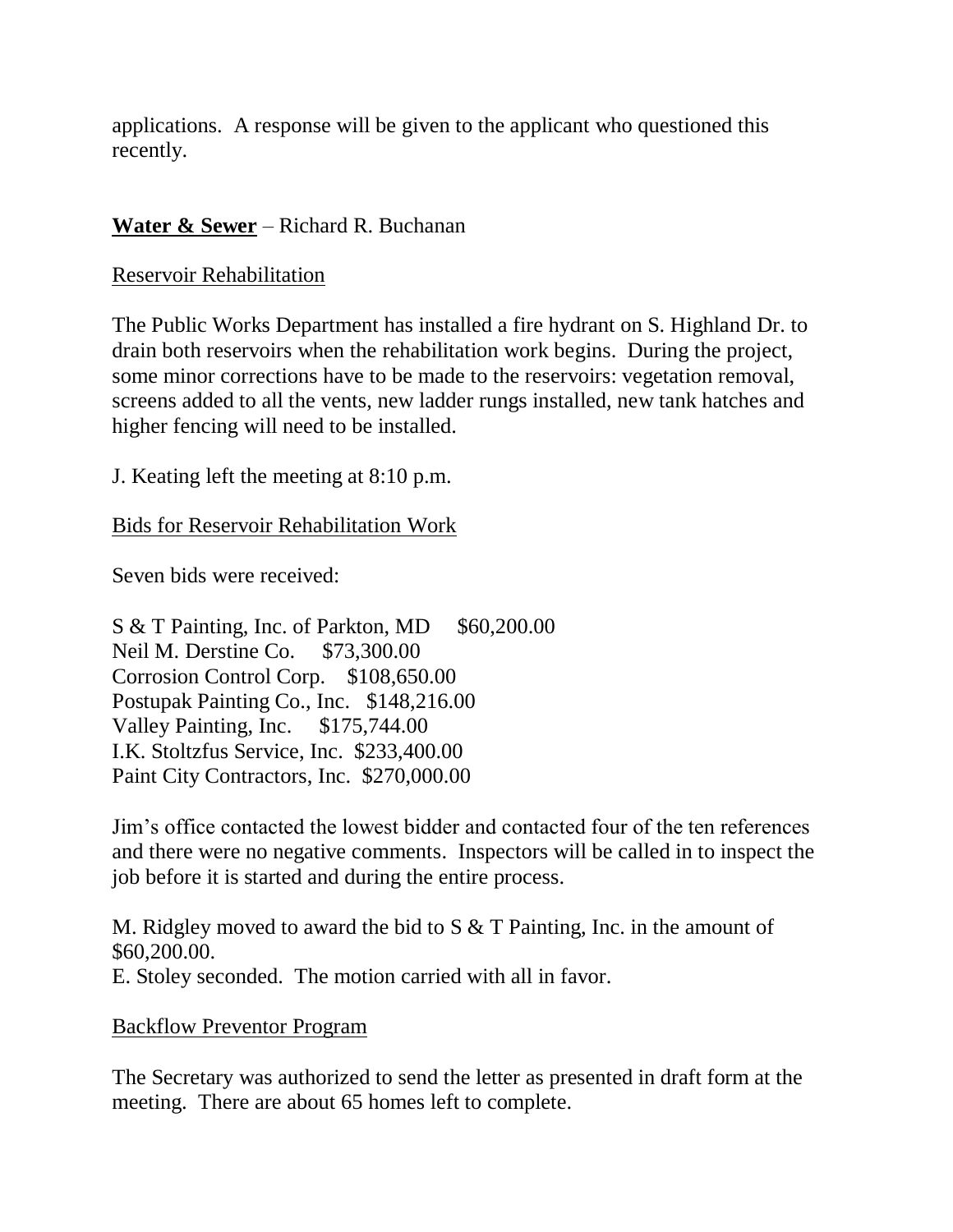applications. A response will be given to the applicant who questioned this recently.

**<u>Water & Sewer</u>** – Richard R. Buchanan

<u>Reservoir Rehabilitation</u>

The Public Works Department has installed a fire hydrant on S. Highland Dr. to drain both reservoirs when the rehabilitation work begins. During the project, some minor corrections have to be made to the reservoirs: vegetation removal, screens added to all the vents, new ladder rungs installed, new tank hatches and higher fencing will need to be installed.

J. Keating left the meeting at 8:10 p.m.

<u>Bids for Reservoir Rehabilitation Work</u>

Seven bids were received:

S & T Painting, Inc. of Parkton, MD $60,200.00
Neil M. Derstine Co. $73,300.00
Corrosion Control Corp. $108,650.00
Postupak Painting Co., Inc. $148,216.00
Valley Painting, Inc. $175,744.00
I.K. Stoltzfus Service, Inc. $233,400.00
Paint City Contractors, Inc. $270,000.00

Jim's office contacted the lowest bidder and contacted four of the ten references and there were no negative comments. Inspectors will be called in to inspect the job before it is started and during the entire process.

M. Ridgley moved to award the bid to S & T Painting, Inc. in the amount of $60,200.00.
E. Stoley seconded. The motion carried with all in favor.

<u>Backflow Preventor Program</u>

The Secretary was authorized to send the letter as presented in draft form at the meeting. There are about 65 homes left to complete.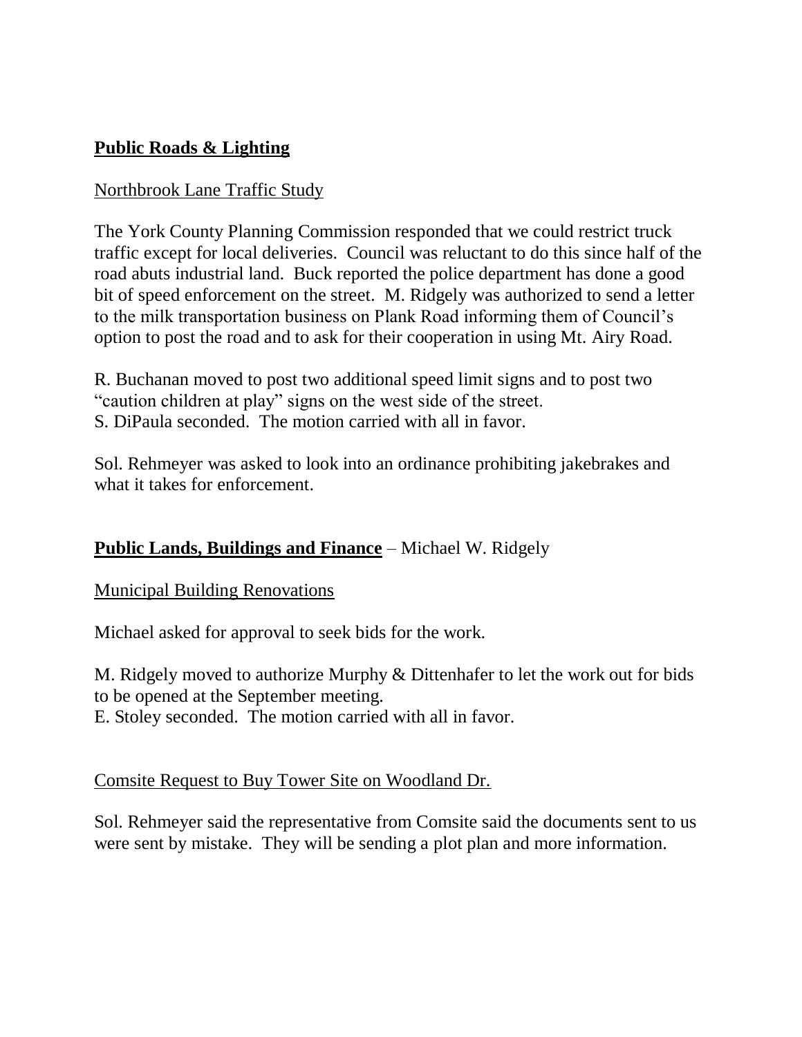## **Public Roads & Lighting**

Northbrook Lane Traffic Study

The York County Planning Commission responded that we could restrict truck traffic except for local deliveries. Council was reluctant to do this since half of the road abuts industrial land. Buck reported the police department has done a good bit of speed enforcement on the street. M. Ridgely was authorized to send a letter to the milk transportation business on Plank Road informing them of Council's option to post the road and to ask for their cooperation in using Mt. Airy Road.

R. Buchanan moved to post two additional speed limit signs and to post two "caution children at play" signs on the west side of the street.
S. DiPaula seconded. The motion carried with all in favor.

Sol. Rehmeyer was asked to look into an ordinance prohibiting jakebrakes and what it takes for enforcement.

## **Public Lands, Buildings and Finance** – Michael W. Ridgely

Municipal Building Renovations

Michael asked for approval to seek bids for the work.

M. Ridgely moved to authorize Murphy & Dittenhafer to let the work out for bids to be opened at the September meeting.
E. Stoley seconded. The motion carried with all in favor.

Comsite Request to Buy Tower Site on Woodland Dr.

Sol. Rehmeyer said the representative from Comsite said the documents sent to us were sent by mistake. They will be sending a plot plan and more information.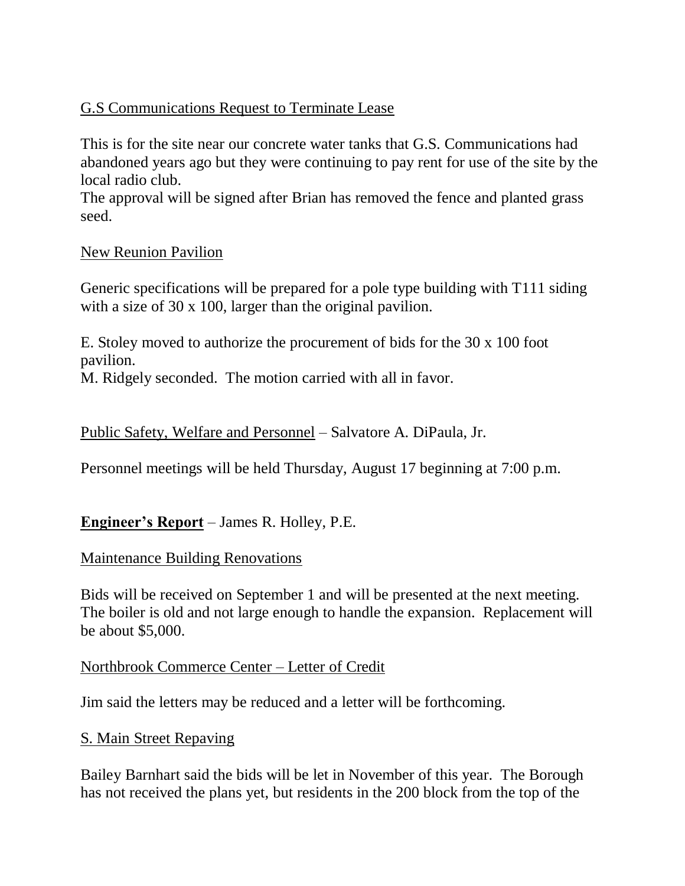<u>G.S Communications Request to Terminate Lease</u>

This is for the site near our concrete water tanks that G.S. Communications had abandoned years ago but they were continuing to pay rent for use of the site by the local radio club.
The approval will be signed after Brian has removed the fence and planted grass seed.

<u>New Reunion Pavilion</u>

Generic specifications will be prepared for a pole type building with T111 siding with a size of 30 x 100, larger than the original pavilion.

E. Stoley moved to authorize the procurement of bids for the 30 x 100 foot pavilion.
M. Ridgely seconded. The motion carried with all in favor.

<u>Public Safety, Welfare and Personnel</u> – Salvatore A. DiPaula, Jr.

Personnel meetings will be held Thursday, August 17 beginning at 7:00 p.m.

**<u>Engineer's Report</u>** – James R. Holley, P.E.

<u>Maintenance Building Renovations</u>

Bids will be received on September 1 and will be presented at the next meeting. The boiler is old and not large enough to handle the expansion. Replacement will be about $5,000.

<u>Northbrook Commerce Center – Letter of Credit</u>

Jim said the letters may be reduced and a letter will be forthcoming.

<u>S. Main Street Repaving</u>

Bailey Barnhart said the bids will be let in November of this year. The Borough has not received the plans yet, but residents in the 200 block from the top of the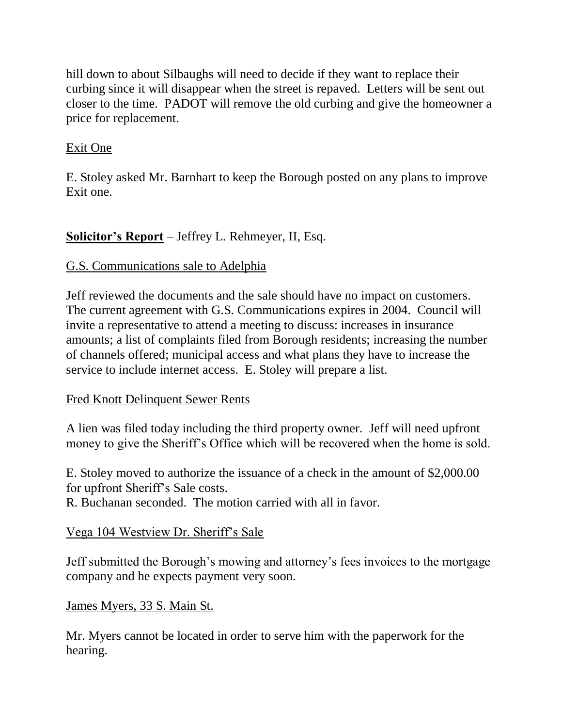hill down to about Silbaughs will need to decide if they want to replace their curbing since it will disappear when the street is repaved. Letters will be sent out closer to the time. PADOT will remove the old curbing and give the homeowner a price for replacement.

Exit One

E. Stoley asked Mr. Barnhart to keep the Borough posted on any plans to improve Exit one.

**Solicitor's Report** – Jeffrey L. Rehmeyer, II, Esq.

G.S. Communications sale to Adelphia

Jeff reviewed the documents and the sale should have no impact on customers. The current agreement with G.S. Communications expires in 2004. Council will invite a representative to attend a meeting to discuss: increases in insurance amounts; a list of complaints filed from Borough residents; increasing the number of channels offered; municipal access and what plans they have to increase the service to include internet access. E. Stoley will prepare a list.

Fred Knott Delinquent Sewer Rents

A lien was filed today including the third property owner. Jeff will need upfront money to give the Sheriff's Office which will be recovered when the home is sold.

E. Stoley moved to authorize the issuance of a check in the amount of $2,000.00 for upfront Sheriff's Sale costs.
R. Buchanan seconded. The motion carried with all in favor.

Vega 104 Westview Dr. Sheriff's Sale

Jeff submitted the Borough's mowing and attorney's fees invoices to the mortgage company and he expects payment very soon.

James Myers, 33 S. Main St.

Mr. Myers cannot be located in order to serve him with the paperwork for the hearing.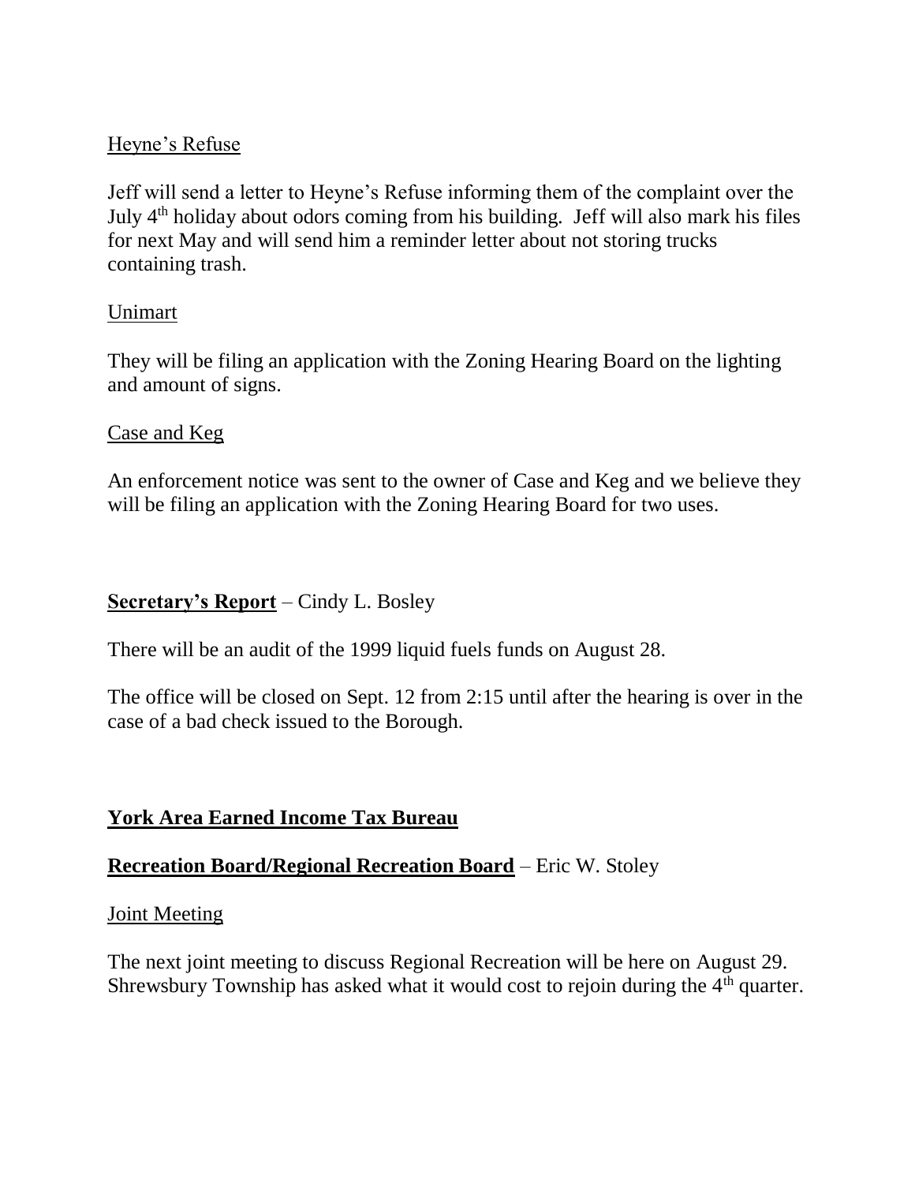Heyne's Refuse

Jeff will send a letter to Heyne's Refuse informing them of the complaint over the July 4th holiday about odors coming from his building. Jeff will also mark his files for next May and will send him a reminder letter about not storing trucks containing trash.

Unimart

They will be filing an application with the Zoning Hearing Board on the lighting and amount of signs.

Case and Keg

An enforcement notice was sent to the owner of Case and Keg and we believe they will be filing an application with the Zoning Hearing Board for two uses.

**Secretary's Report** – Cindy L. Bosley

There will be an audit of the 1999 liquid fuels funds on August 28.

The office will be closed on Sept. 12 from 2:15 until after the hearing is over in the case of a bad check issued to the Borough.

**York Area Earned Income Tax Bureau**

**Recreation Board/Regional Recreation Board** – Eric W. Stoley

Joint Meeting

The next joint meeting to discuss Regional Recreation will be here on August 29. Shrewsbury Township has asked what it would cost to rejoin during the 4th quarter.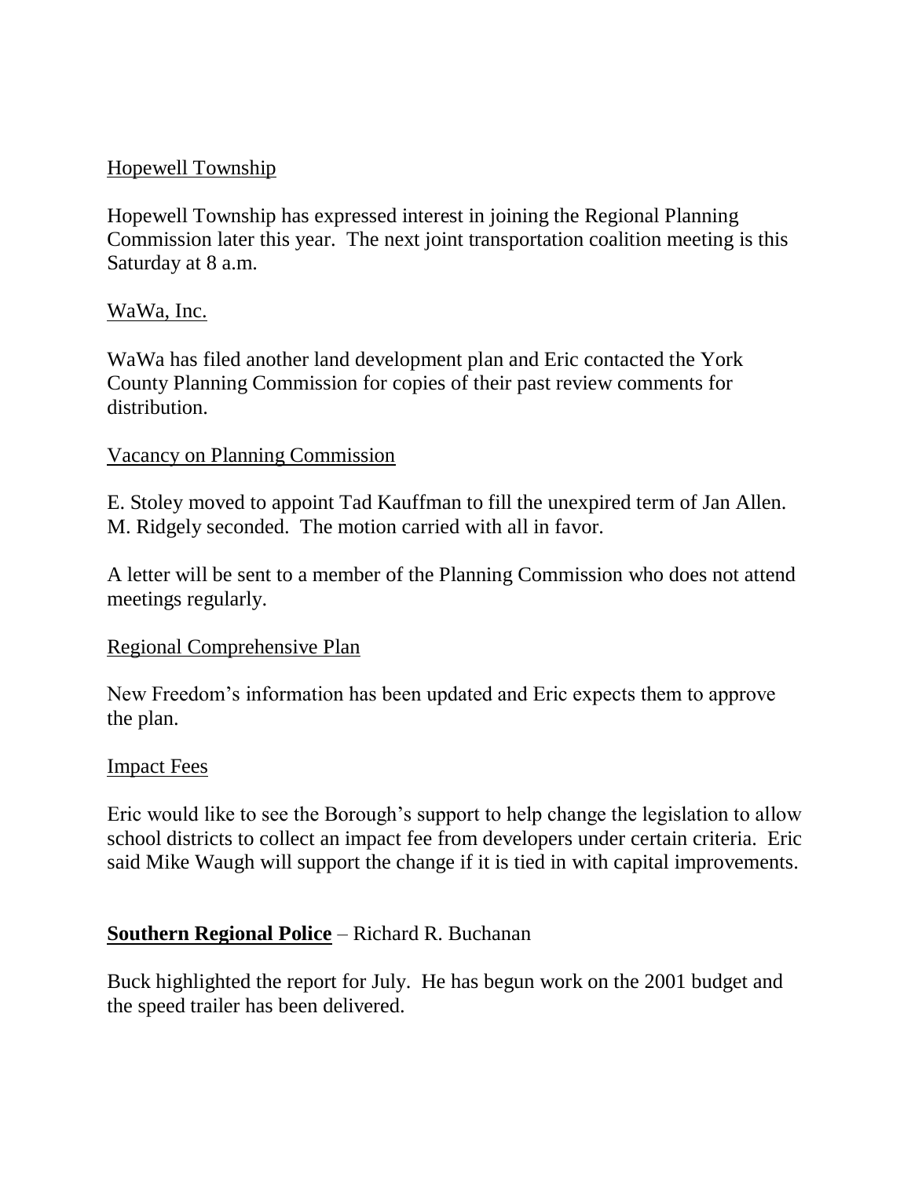Hopewell Township

Hopewell Township has expressed interest in joining the Regional Planning Commission later this year. The next joint transportation coalition meeting is this Saturday at 8 a.m.

WaWa, Inc.

WaWa has filed another land development plan and Eric contacted the York County Planning Commission for copies of their past review comments for distribution.

Vacancy on Planning Commission

E. Stoley moved to appoint Tad Kauffman to fill the unexpired term of Jan Allen. M. Ridgely seconded. The motion carried with all in favor.

A letter will be sent to a member of the Planning Commission who does not attend meetings regularly.

Regional Comprehensive Plan

New Freedom's information has been updated and Eric expects them to approve the plan.

Impact Fees

Eric would like to see the Borough's support to help change the legislation to allow school districts to collect an impact fee from developers under certain criteria. Eric said Mike Waugh will support the change if it is tied in with capital improvements.

**Southern Regional Police** – Richard R. Buchanan

Buck highlighted the report for July. He has begun work on the 2001 budget and the speed trailer has been delivered.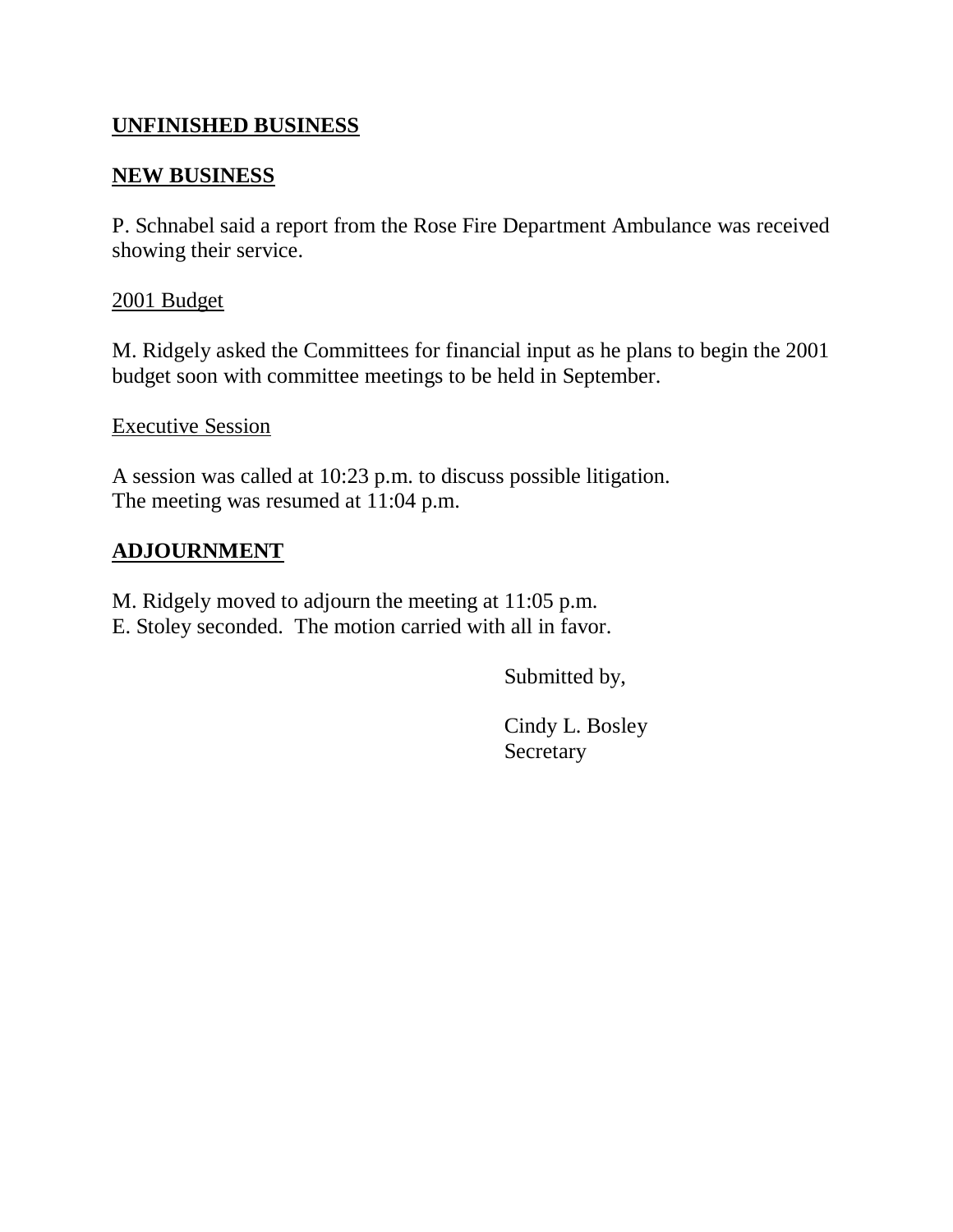## **UNFINISHED BUSINESS**

## **NEW BUSINESS**

P. Schnabel said a report from the Rose Fire Department Ambulance was received showing their service.

2001 Budget

M. Ridgely asked the Committees for financial input as he plans to begin the 2001 budget soon with committee meetings to be held in September.

Executive Session

A session was called at 10:23 p.m. to discuss possible litigation.
The meeting was resumed at 11:04 p.m.

## **ADJOURNMENT**

M. Ridgely moved to adjourn the meeting at 11:05 p.m.
E. Stoley seconded. The motion carried with all in favor.

Submitted by,

Cindy L. Bosley
Secretary